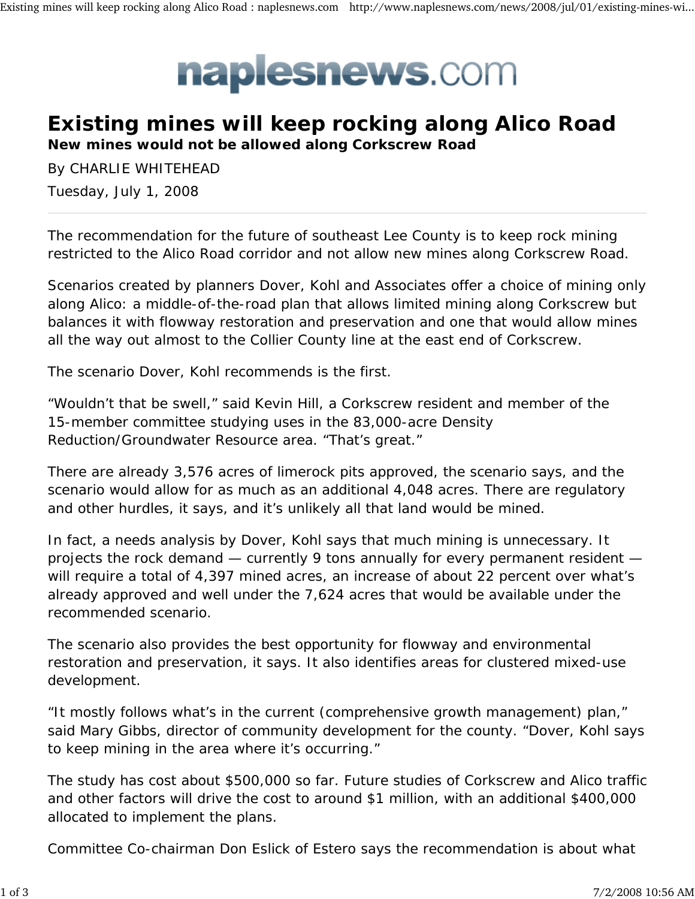naplesnews.com

# Existing mines will keep rocking along Alico Road

**New mines would not be allowed along Corkscrew Road**

By CHARLIE WHITEHEAD

Tuesday, July 1, 2008

---

The recommendation for the future of southeast Lee County is to keep rock mining restricted to the Alico Road corridor and not allow new mines along Corkscrew Road.

Scenarios created by planners Dover, Kohl and Associates offer a choice of mining only along Alico: a middle-of-the-road plan that allows limited mining along Corkscrew but balances it with flowway restoration and preservation and one that would allow mines all the way out almost to the Collier County line at the east end of Corkscrew.

The scenario Dover, Kohl recommends is the first.

“Wouldn’t that be swell,” said Kevin Hill, a Corkscrew resident and member of the 15-member committee studying uses in the 83,000-acre Density Reduction/Groundwater Resource area. “That’s great.”

There are already 3,576 acres of limerock pits approved, the scenario says, and the scenario would allow for as much as an additional 4,048 acres. There are regulatory and other hurdles, it says, and it’s unlikely all that land would be mined.

In fact, a needs analysis by Dover, Kohl says that much mining is unnecessary. It projects the rock demand — currently 9 tons annually for every permanent resident — will require a total of 4,397 mined acres, an increase of about 22 percent over what’s already approved and well under the 7,624 acres that would be available under the recommended scenario.

The scenario also provides the best opportunity for flowway and environmental restoration and preservation, it says. It also identifies areas for clustered mixed-use development.

“It mostly follows what’s in the current (comprehensive growth management) plan,” said Mary Gibbs, director of community development for the county. “Dover, Kohl says to keep mining in the area where it’s occurring.”

The study has cost about $500,000 so far. Future studies of Corkscrew and Alico traffic and other factors will drive the cost to around $1 million, with an additional $400,000 allocated to implement the plans.

Committee Co-chairman Don Eslick of Estero says the recommendation is about what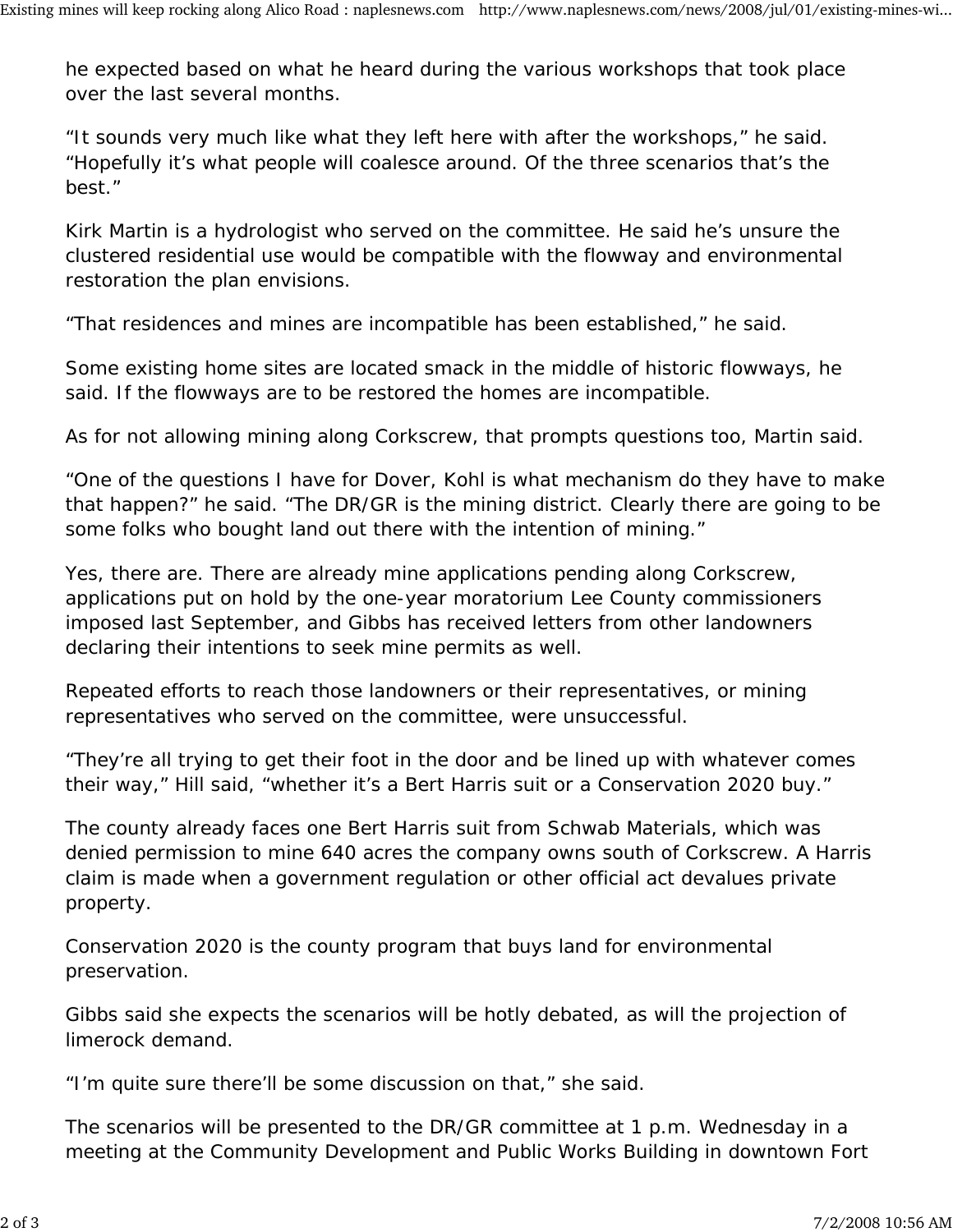he expected based on what he heard during the various workshops that took place over the last several months.

“It sounds very much like what they left here with after the workshops,” he said. “Hopefully it’s what people will coalesce around. Of the three scenarios that’s the best.”

Kirk Martin is a hydrologist who served on the committee. He said he’s unsure the clustered residential use would be compatible with the flowway and environmental restoration the plan envisions.

“That residences and mines are incompatible has been established,” he said.

Some existing home sites are located smack in the middle of historic flowways, he said. If the flowways are to be restored the homes are incompatible.

As for not allowing mining along Corkscrew, that prompts questions too, Martin said.

“One of the questions I have for Dover, Kohl is what mechanism do they have to make that happen?” he said. “The DR/GR is the mining district. Clearly there are going to be some folks who bought land out there with the intention of mining.”

Yes, there are. There are already mine applications pending along Corkscrew, applications put on hold by the one-year moratorium Lee County commissioners imposed last September, and Gibbs has received letters from other landowners declaring their intentions to seek mine permits as well.

Repeated efforts to reach those landowners or their representatives, or mining representatives who served on the committee, were unsuccessful.

“They’re all trying to get their foot in the door and be lined up with whatever comes their way,” Hill said, “whether it’s a Bert Harris suit or a Conservation 2020 buy.”

The county already faces one Bert Harris suit from Schwab Materials, which was denied permission to mine 640 acres the company owns south of Corkscrew. A Harris claim is made when a government regulation or other official act devalues private property.

Conservation 2020 is the county program that buys land for environmental preservation.

Gibbs said she expects the scenarios will be hotly debated, as will the projection of limerock demand.

“I’m quite sure there’ll be some discussion on that,” she said.

The scenarios will be presented to the DR/GR committee at 1 p.m. Wednesday in a meeting at the Community Development and Public Works Building in downtown Fort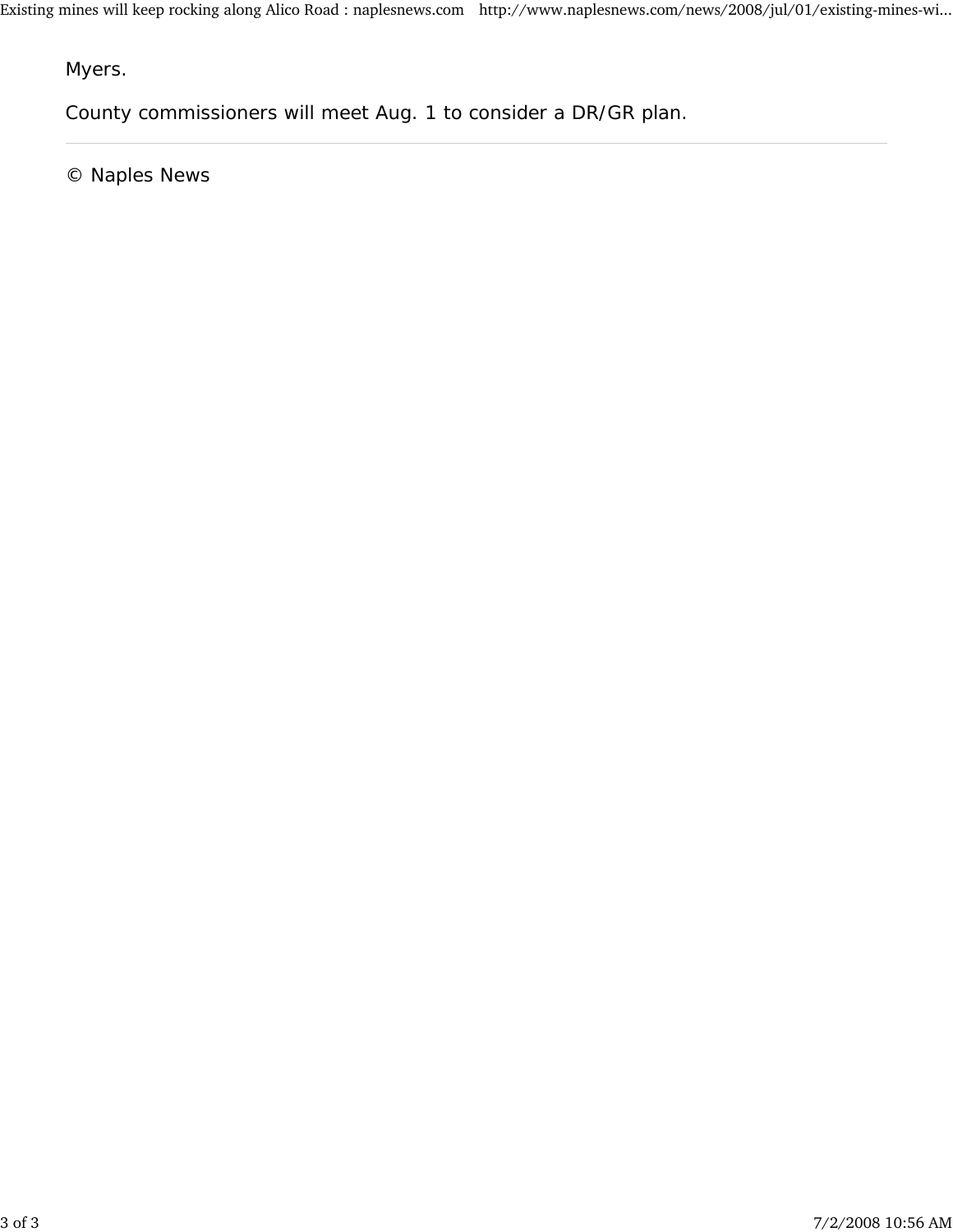Myers.

County commissioners will meet Aug. 1 to consider a DR/GR plan.

---

© Naples News